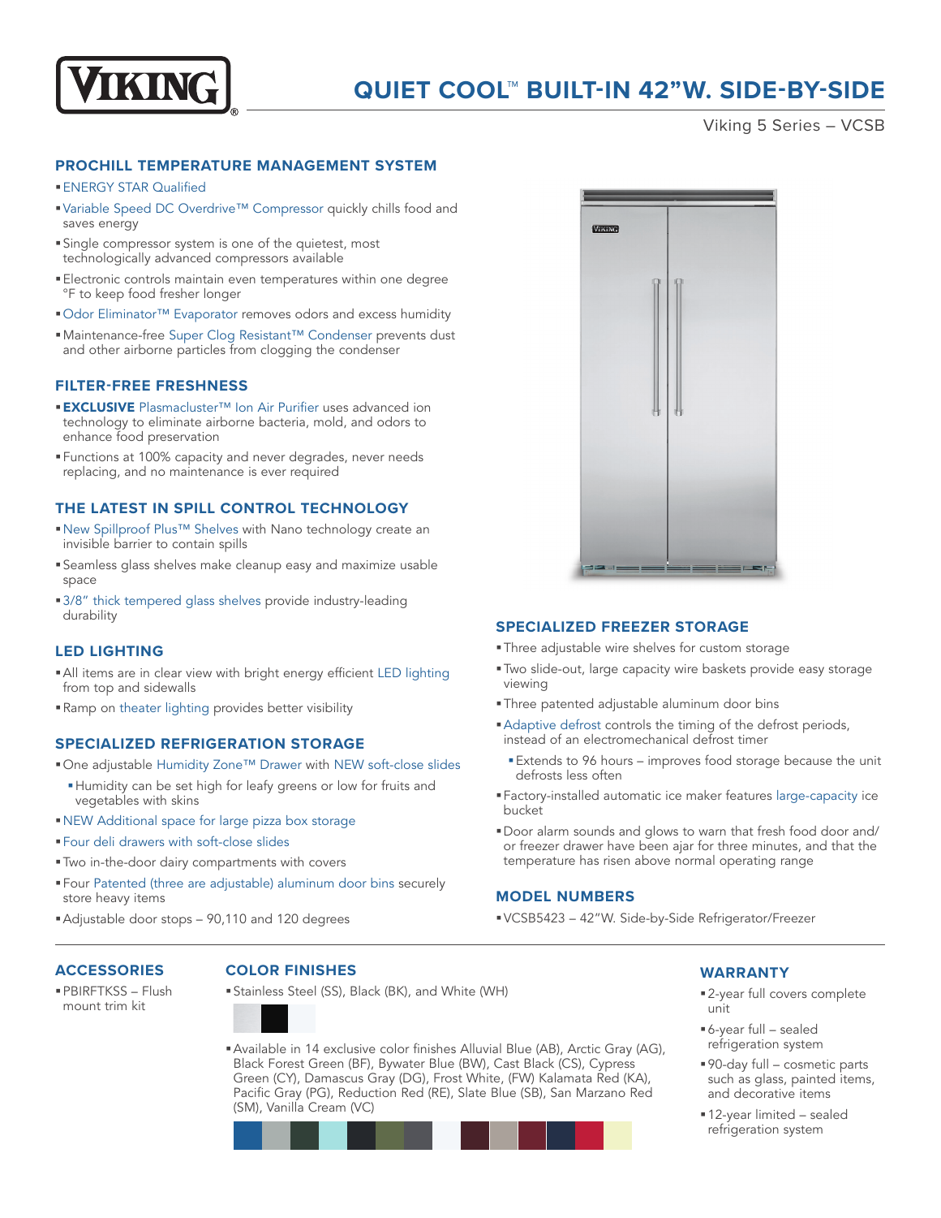# QUIET COOL™ BUILT-IN 42"W. SIDE-BY-SIDE

Viking 5 Series – VCSB

## PROCHILL TEMPERATURE MANAGEMENT SYSTEM

- ENERGY STAR Qualified
- Variable Speed DC Overdrive™ Compressor quickly chills food and saves energy
- Single compressor system is one of the quietest, most technologically advanced compressors available
- Electronic controls maintain even temperatures within one degree °F to keep food fresher longer
- Odor Eliminator™ Evaporator removes odors and excess humidity
- Maintenance-free Super Clog Resistant™ Condenser prevents dust and other airborne particles from clogging the condenser

## FILTER-FREE FRESHNESS

- **EXCLUSIVE** Plasmacluster™ Ion Air Purifier uses advanced ion technology to eliminate airborne bacteria, mold, and odors to enhance food preservation
- Functions at 100% capacity and never degrades, never needs replacing, and no maintenance is ever required

## THE LATEST IN SPILL CONTROL TECHNOLOGY

- New Spillproof Plus™ Shelves with Nano technology create an invisible barrier to contain spills
- Seamless glass shelves make cleanup easy and maximize usable space
- 3/8" thick tempered glass shelves provide industry-leading durability

## LED LIGHTING

- All items are in clear view with bright energy efficient LED lighting from top and sidewalls
- Ramp on theater lighting provides better visibility

## SPECIALIZED REFRIGERATION STORAGE

- One adjustable Humidity Zone™ Drawer with NEW soft-close slides
  - Humidity can be set high for leafy greens or low for fruits and vegetables with skins
- NEW Additional space for large pizza box storage
- Four deli drawers with soft-close slides
- Two in-the-door dairy compartments with covers
- Four Patented (three are adjustable) aluminum door bins securely store heavy items
- Adjustable door stops – 90,110 and 120 degrees

## SPECIALIZED FREEZER STORAGE

- Three adjustable wire shelves for custom storage
- Two slide-out, large capacity wire baskets provide easy storage viewing
- Three patented adjustable aluminum door bins
- Adaptive defrost controls the timing of the defrost periods, instead of an electromechanical defrost timer
  - Extends to 96 hours – improves food storage because the unit defrosts less often
- Factory-installed automatic ice maker features large-capacity ice bucket
- Door alarm sounds and glows to warn that fresh food door and/or freezer drawer have been ajar for three minutes, and that the temperature has risen above normal operating range

## MODEL NUMBERS

- VCSB5423 – 42"W. Side-by-Side Refrigerator/Freezer

## ACCESSORIES

- PBIRFTKSS – Flush mount trim kit

## COLOR FINISHES

- Stainless Steel (SS), Black (BK), and White (WH)
- Available in 14 exclusive color finishes Alluvial Blue (AB), Arctic Gray (AG), Black Forest Green (BF), Bywater Blue (BW), Cast Black (CS), Cypress Green (CY), Damascus Gray (DG), Frost White, (FW) Kalamata Red (KA), Pacific Gray (PG), Reduction Red (RE), Slate Blue (SB), San Marzano Red (SM), Vanilla Cream (VC)

## WARRANTY

- 2-year full covers complete unit
- 6-year full – sealed refrigeration system
- 90-day full – cosmetic parts such as glass, painted items, and decorative items
- 12-year limited – sealed refrigeration system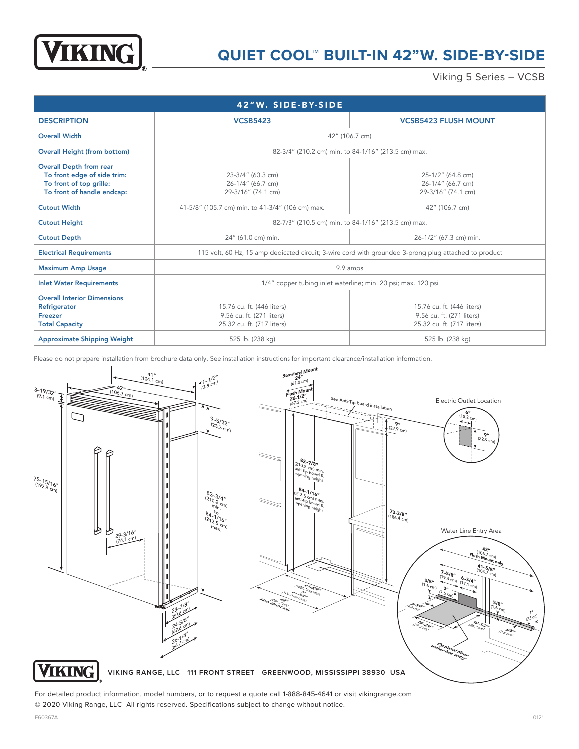# QUIET COOL™ BUILT-IN 42"W. SIDE-BY-SIDE

Viking 5 Series – VCSB

| 42"W. SIDE-BY-SIDE | | |
|---|---|---|
| **DESCRIPTION** | **VCSB5423** | **VCSB5423 FLUSH MOUNT** |
| **Overall Width** | 42" (106.7 cm) | |
| **Overall Height (from bottom)** | 82-3/4" (210.2 cm) min. to 84-1/16" (213.5 cm) max. | |
| **Overall Depth from rear**<br>To front edge of side trim:<br>To front of top grille:<br>To front of handle endcap: | 23-3/4" (60.3 cm)<br>26-1/4" (66.7 cm)<br>29-3/16" (74.1 cm) | 25-1/2" (64.8 cm)<br>26-1/4" (66.7 cm)<br>29-3/16" (74.1 cm) |
| **Cutout Width** | 41-5/8" (105.7 cm) min. to 41-3/4" (106 cm) max. | 42" (106.7 cm) |
| **Cutout Height** | 82-7/8" (210.5 cm) min. to 84-1/16" (213.5 cm) max. | |
| **Cutout Depth** | 24" (61.0 cm) min. | 26-1/2" (67.3 cm) min. |
| **Electrical Requirements** | 115 volt, 60 Hz, 15 amp dedicated circuit; 3-wire cord with grounded 3-prong plug attached to product | |
| **Maximum Amp Usage** | 9.9 amps | |
| **Inlet Water Requirements** | 1/4" copper tubing inlet waterline; min. 20 psi; max. 120 psi | |
| **Overall Interior Dimensions**<br>Refrigerator<br>Freezer<br>Total Capacity | 15.76 cu. ft. (446 liters)<br>9.56 cu. ft. (271 liters)<br>25.32 cu. ft. (717 liters) | 15.76 cu. ft. (446 liters)<br>9.56 cu. ft. (271 liters)<br>25.32 cu. ft. (717 liters) |
| **Approximate Shipping Weight** | 525 lb. (238 kg) | 525 lb. (238 kg) |

Please do not prepare installation from brochure data only. See installation instructions for important clearance/installation information.

41" (104.1 cm)
42" (106.7 cm)
1-1/2" (3.8 cm)
3-19/32" (9.1 cm)
9-5/32" (23.3 cm)
75-15/16" (192.9 cm)
82-3/4" (210.2 cm) min. to 84-1/16" (213.5 cm) max.
29-3/16" (74.1 cm)
23-7/8" (60.6 cm)
24-5/8" (62.6 cm)
26-1/4" (66.7 cm)

Standard Mount 24" (61.0 cm)
Flush Mount 26-1/2" (67.3 cm)
See Anti-Tip board installation
9" (22.9 cm)
82-7/8" (210.5 cm) min. anti-tip board & opening height
84-1/16" (213.5 cm) max. anti-tip board & opening height
73-3/8" (186.4 cm)
41-5/8" (105.7 cm) min.
41-3/4" (106.0 cm) max.
42" (106.7 cm) Flush Mount only

Electric Outlet Location
6" (15.2 cm)
9" (22.9 cm)

Water Line Entry Area
42" (106.7 cm) Flush Mount only
41-5/8" (105.7 cm)
7-5/8" (19.4 cm)
6-3/4" (17.1 cm)
5/8" (1.6 cm)
3" (7.6 cm)
3-5/8" (9.2 cm)
5/8" (1.6 cm)
1" (2.5 cm)
10-3/4" (27.3 cm)
10-1/2" (26.7 cm)
5/8" (1.6 cm)
Optional floor water line entry

VIKING RANGE, LLC 111 FRONT STREET GREENWOOD, MISSISSIPPI 38930 USA

For detailed product information, model numbers, or to request a quote call 1-888-845-4641 or visit vikingrange.com
© 2020 Viking Range, LLC All rights reserved. Specifications subject to change without notice.

F60367A 0121